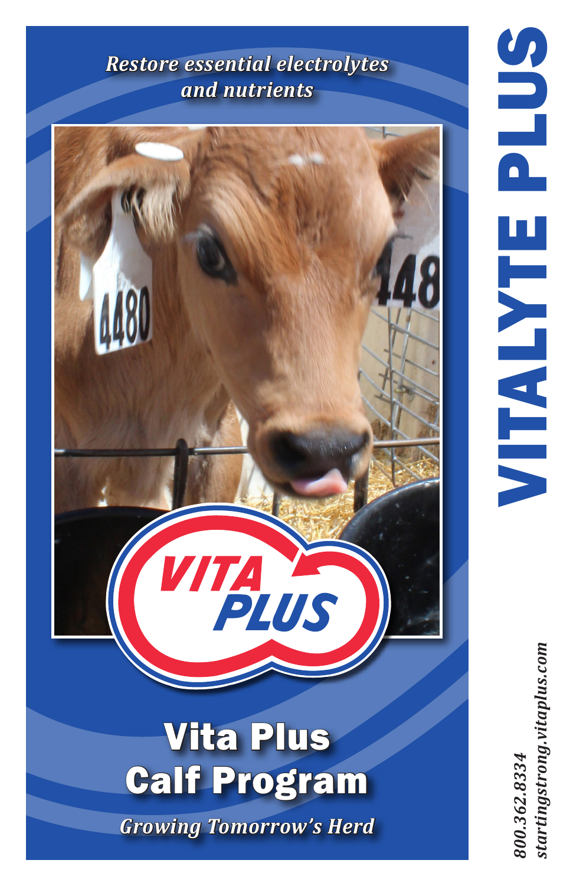# VITALYTE PLUS

*Restore essential electrolytes and nutrients*

VITA PLUS

## Vita Plus Calf Program

*Growing Tomorrow's Herd*

*800.362.8334*
*startingstrong.vitaplus.com*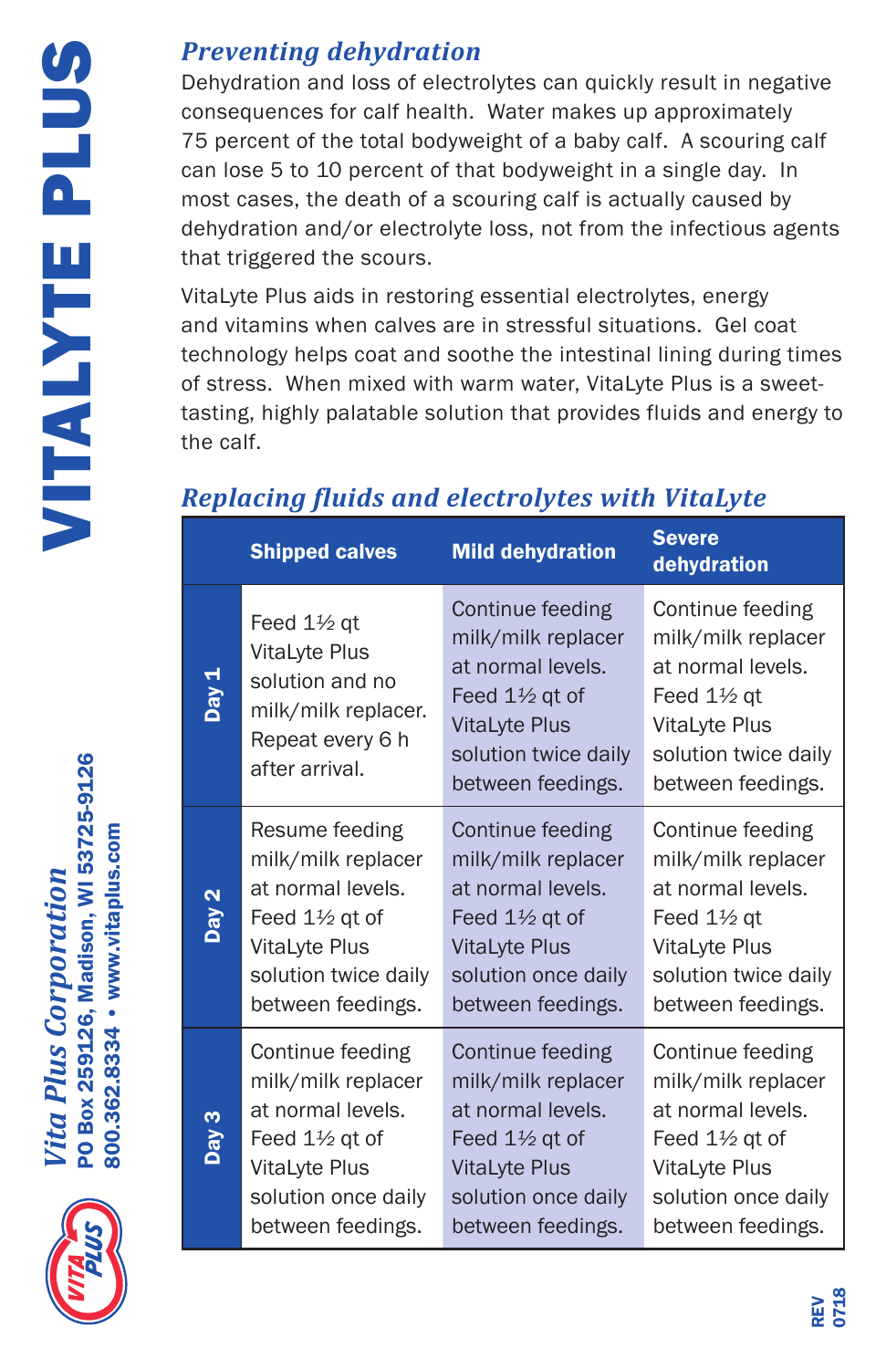VITALYTE PLUS

## Preventing dehydration

Dehydration and loss of electrolytes can quickly result in negative consequences for calf health. Water makes up approximately 75 percent of the total bodyweight of a baby calf. A scouring calf can lose 5 to 10 percent of that bodyweight in a single day. In most cases, the death of a scouring calf is actually caused by dehydration and/or electrolyte loss, not from the infectious agents that triggered the scours.

VitaLyte Plus aids in restoring essential electrolytes, energy and vitamins when calves are in stressful situations. Gel coat technology helps coat and soothe the intestinal lining during times of stress. When mixed with warm water, VitaLyte Plus is a sweet-tasting, highly palatable solution that provides fluids and energy to the calf.

## Replacing fluids and electrolytes with VitaLyte

| | Shipped calves | Mild dehydration | Severe dehydration |
|---|---|---|---|
| Day 1 | Feed 1½ qt VitaLyte Plus solution and no milk/milk replacer. Repeat every 6 h after arrival. | Continue feeding milk/milk replacer at normal levels. Feed 1½ qt of VitaLyte Plus solution twice daily between feedings. | Continue feeding milk/milk replacer at normal levels. Feed 1½ qt VitaLyte Plus solution twice daily between feedings. |
| Day 2 | Resume feeding milk/milk replacer at normal levels. Feed 1½ qt of VitaLyte Plus solution twice daily between feedings. | Continue feeding milk/milk replacer at normal levels. Feed 1½ qt of VitaLyte Plus solution once daily between feedings. | Continue feeding milk/milk replacer at normal levels. Feed 1½ qt VitaLyte Plus solution twice daily between feedings. |
| Day 3 | Continue feeding milk/milk replacer at normal levels. Feed 1½ qt of VitaLyte Plus solution once daily between feedings. | Continue feeding milk/milk replacer at normal levels. Feed 1½ qt of VitaLyte Plus solution once daily between feedings. | Continue feeding milk/milk replacer at normal levels. Feed 1½ qt of VitaLyte Plus solution once daily between feedings. |

*Vita Plus Corporation*
PO Box 259126, Madison, WI 53725-9126
800.362.8334 • www.vitaplus.com

REV 0718